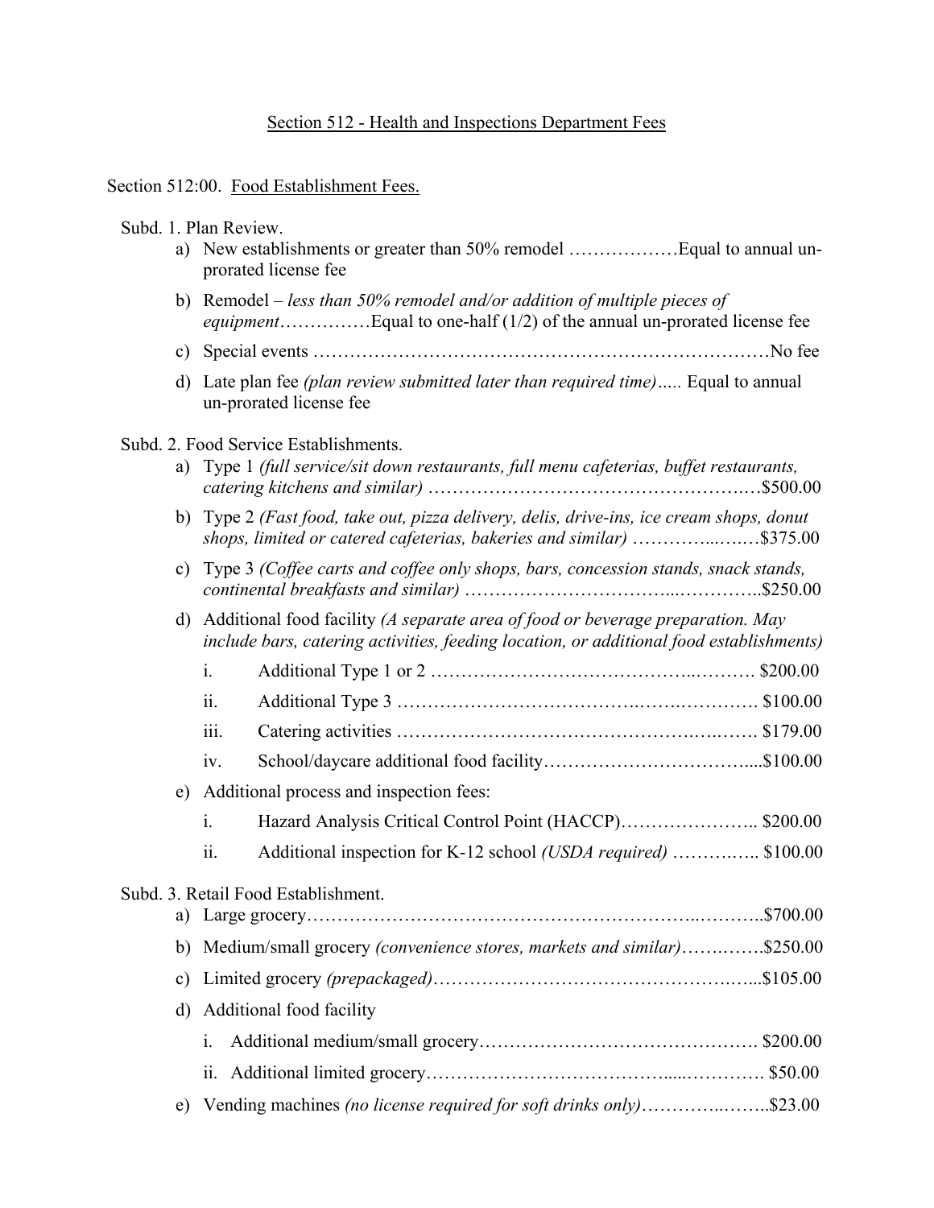## Section 512 - Health and Inspections Department Fees

Section 512:00. Food Establishment Fees.

Subd. 1. Plan Review.

a) New establishments or greater than 50% remodel ………………Equal to annual un-prorated license fee

b) Remodel – *less than 50% remodel and/or addition of multiple pieces of equipment*……………Equal to one-half (1/2) of the annual un-prorated license fee

c) Special events …………………………………………………………………No fee

d) Late plan fee *(plan review submitted later than required time)*….. Equal to annual un-prorated license fee

Subd. 2. Food Service Establishments.

a) Type 1 *(full service/sit down restaurants, full menu cafeterias, buffet restaurants, catering kitchens and similar)* ……………………………………………….…$500.00

b) Type 2 *(Fast food, take out, pizza delivery, delis, drive-ins, ice cream shops, donut shops, limited or catered cafeterias, bakeries and similar)* …………..….…$375.00

c) Type 3 *(Coffee carts and coffee only shops, bars, concession stands, snack stands, continental breakfasts and similar)* …………………………...…………..$250.00

d) Additional food facility *(A separate area of food or beverage preparation. May include bars, catering activities, feeding location, or additional food establishments)*

   i. Additional Type 1 or 2 …………………………………..………. $200.00

   ii. Additional Type 3 ………………………………..…….…………. $100.00

   iii. Catering activities ………………………………………….…..……. $179.00

   iv. School/daycare additional food facility…………………………….....$100.00

e) Additional process and inspection fees:

   i. Hazard Analysis Critical Control Point (HACCP)………………….. $200.00

   ii. Additional inspection for K-12 school *(USDA required)* ……….….. $100.00

Subd. 3. Retail Food Establishment.

a) Large grocery………………………………………………………..………..$700.00

b) Medium/small grocery *(convenience stores, markets and similar)*…….…….$250.00

c) Limited grocery *(prepackaged)*…………………………………………….…...$105.00

d) Additional food facility

   i. Additional medium/small grocery………………………………………. $200.00

   ii. Additional limited grocery………………………………....…………. $50.00

e) Vending machines *(no license required for soft drinks only)*…………..……..$23.00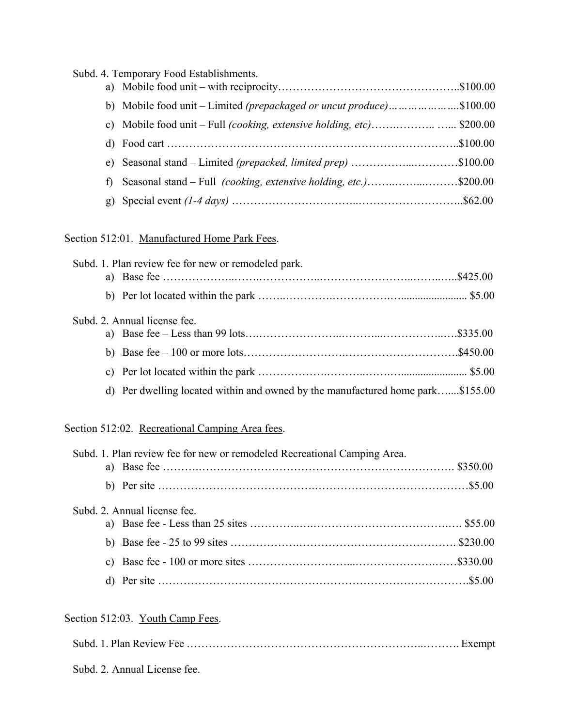Subd. 4. Temporary Food Establishments.

a) Mobile food unit – with reciprocity…………………………………………..$100.00

b) Mobile food unit – Limited *(prepackaged or uncut produce)*………………...$100.00

c) Mobile food unit – Full *(cooking, extensive holding, etc)*…….……….. …... $200.00

d) Food cart ………………………………………………………………….$100.00

e) Seasonal stand – Limited *(prepacked, limited prep)* ……………...…………$100.00

f) Seasonal stand – Full *(cooking, extensive holding, etc.)*……..……..………$200.00

g) Special event *(1-4 days)* ……………………………..………………………..$62.00

Section 512:01. Manufactured Home Park Fees.

Subd. 1. Plan review fee for new or remodeled park.

a) Base fee ………………..…….……………..……………………..……..…..$425.00

b) Per lot located within the park ……..………….…………….….................... $5.00

Subd. 2. Annual license fee.

a) Base fee – Less than 99 lots….…………………..………..……………..….$335.00

b) Base fee – 100 or more lots…………………….…………………………$450.00

c) Per lot located within the park ………………..………..………...................... $5.00

d) Per dwelling located within and owned by the manufactured home park…....$155.00

Section 512:02. Recreational Camping Area fees.

Subd. 1. Plan review fee for new or remodeled Recreational Camping Area.

a) Base fee ……….……………………………………………………………. $350.00

b) Per site ……………………………….……………………………………$5.00

Subd. 2. Annual license fee.

a) Base fee - Less than 25 sites …………..….………………………………. $55.00

b) Base fee - 25 to 99 sites ……………….……………………………………. $230.00

c) Base fee - 100 or more sites ………………………...…………………..……$330.00

d) Per site …………………………….………………………………………….$5.00

Section 512:03. Youth Camp Fees.

Subd. 1. Plan Review Fee ……………………………………………………..………. Exempt

Subd. 2. Annual License fee.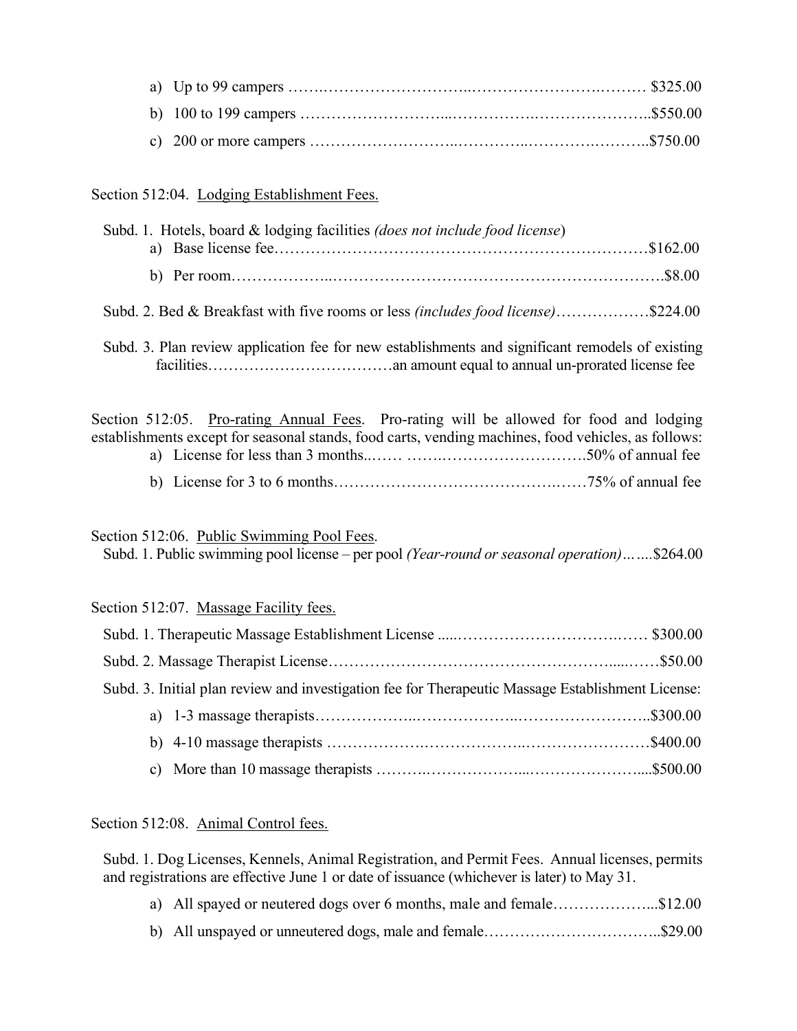a) Up to 99 campers ………………………………………………………………… $325.00

b) 100 to 199 campers ……………………………………………………………..$550.00

c) 200 or more campers ……………………………………………………………..$750.00

Section 512:04. Lodging Establishment Fees.

Subd. 1. Hotels, board & lodging facilities *(does not include food license)*

a) Base license fee………………………………………………………………$162.00

b) Per room……………………………………………………………………….$8.00

Subd. 2. Bed & Breakfast with five rooms or less *(includes food license)*………………$224.00

Subd. 3. Plan review application fee for new establishments and significant remodels of existing facilities………………………………an amount equal to annual un-prorated license fee

Section 512:05. Pro-rating Annual Fees. Pro-rating will be allowed for food and lodging establishments except for seasonal stands, food carts, vending machines, food vehicles, as follows:

a) License for less than 3 months..…… ……………………………….50% of annual fee

b) License for 3 to 6 months……………………………………………75% of annual fee

Section 512:06. Public Swimming Pool Fees.

Subd. 1. Public swimming pool license – per pool *(Year-round or seasonal operation)*…....$264.00

Section 512:07. Massage Facility fees.

Subd. 1. Therapeutic Massage Establishment License ......……………………………… $300.00

Subd. 2. Massage Therapist License……………………………………………………$50.00

Subd. 3. Initial plan review and investigation fee for Therapeutic Massage Establishment License:

a) 1-3 massage therapists………………………………………………………..$300.00

b) 4-10 massage therapists ………………………………………………………$400.00

c) More than 10 massage therapists ……………………………………………....$500.00

Section 512:08. Animal Control fees.

Subd. 1. Dog Licenses, Kennels, Animal Registration, and Permit Fees. Annual licenses, permits and registrations are effective June 1 or date of issuance (whichever is later) to May 31.

a) All spayed or neutered dogs over 6 months, male and female………………...$12.00

b) All unspayed or unneutered dogs, male and female……………………………..$29.00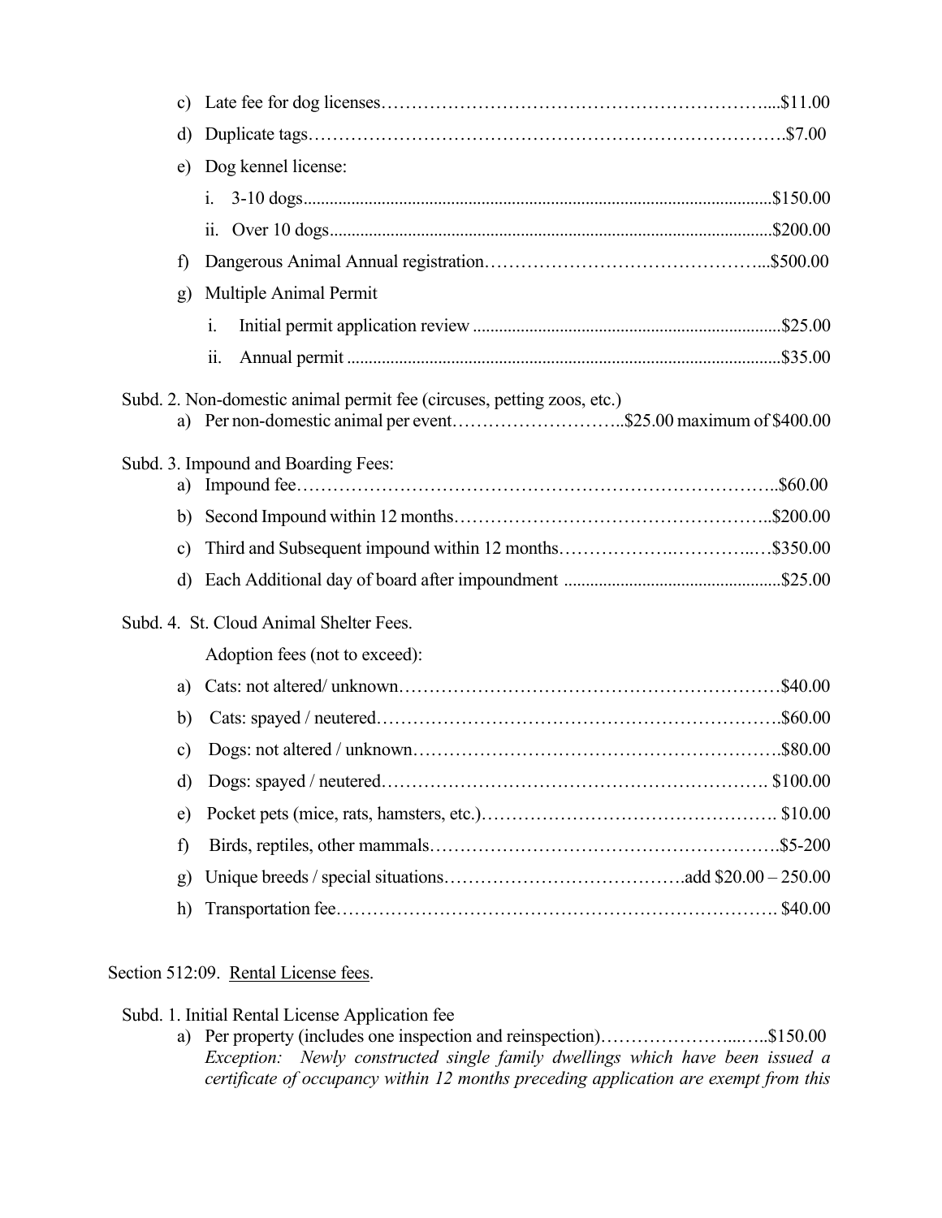c) Late fee for dog licenses……………………………………………………….....$11.00

d) Duplicate tags……………………………………………………………………..$7.00

e) Dog kennel license:

   i. 3-10 dogs..........................................................................................................$150.00

   ii. Over 10 dogs....................................................................................................$200.00

f) Dangerous Animal Annual registration……………………………………...$500.00

g) Multiple Animal Permit

   i. Initial permit application review ......................................................................$25.00

   ii. Annual permit ..................................................................................................$35.00

Subd. 2. Non-domestic animal permit fee (circuses, petting zoos, etc.)

a) Per non-domestic animal per event………………………..$25.00 maximum of $400.00

Subd. 3. Impound and Boarding Fees:

a) Impound fee……………………………………………………………………..$60.00

b) Second Impound within 12 months……………………………………………..$200.00

c) Third and Subsequent impound within 12 months……………….…………..…$350.00

d) Each Additional day of board after impoundment .................................................$25.00

Subd. 4. St. Cloud Animal Shelter Fees.

Adoption fees (not to exceed):

a) Cats: not altered/ unknown………………………………………………………$40.00

b) Cats: spayed / neutered………………………………………………………….$60.00

c) Dogs: not altered / unknown…………………………………………………….$80.00

d) Dogs: spayed / neutered………………………………………………………. $100.00

e) Pocket pets (mice, rats, hamsters, etc.)…………………………………………. $10.00

f) Birds, reptiles, other mammals…………………………………………………$5-200

g) Unique breeds / special situations………………………………….add $20.00 – 250.00

h) Transportation fee……………………………………………………………. $40.00

Section 512:09. Rental License fees.

Subd. 1. Initial Rental License Application fee

a) Per property (includes one inspection and reinspection)…………………...…..$150.00

*Exception: Newly constructed single family dwellings which have been issued a certificate of occupancy within 12 months preceding application are exempt from this*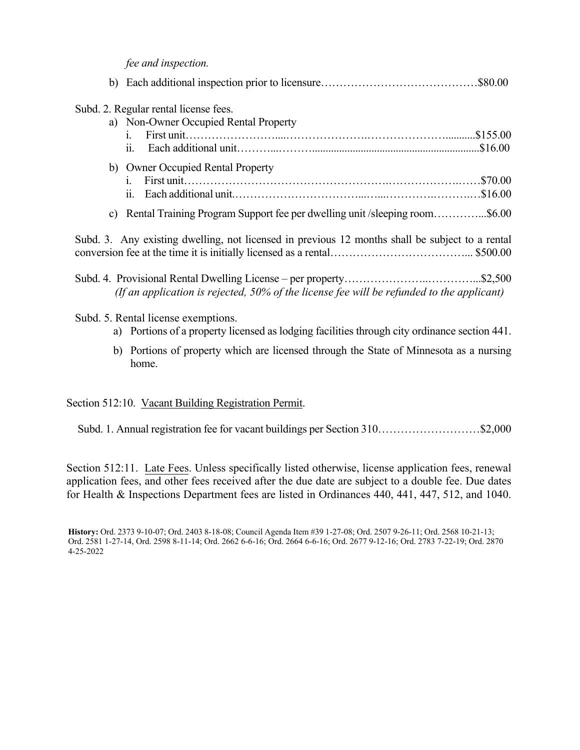*fee and inspection.*

b) Each additional inspection prior to licensure……………………………………$80.00

Subd. 2. Regular rental license fees.

a) Non-Owner Occupied Rental Property
   i. First unit……………………....…………………..……………………...........$155.00
   ii. Each additional unit………...……….............................................................$16.00

b) Owner Occupied Rental Property
   i. First unit……………………………………………….……………….……$70.00
   ii. Each additional unit.…………………………....…....………….……….…$16.00

c) Rental Training Program Support fee per dwelling unit /sleeping room…………...$6.00

Subd. 3. Any existing dwelling, not licensed in previous 12 months shall be subject to a rental conversion fee at the time it is initially licensed as a rental……………………………….. $500.00

Subd. 4. Provisional Rental Dwelling License – per property…………………..…………...$2,500
*(If an application is rejected, 50% of the license fee will be refunded to the applicant)*

Subd. 5. Rental license exemptions.

a) Portions of a property licensed as lodging facilities through city ordinance section 441.

b) Portions of property which are licensed through the State of Minnesota as a nursing home.

Section 512:10. Vacant Building Registration Permit.

Subd. 1. Annual registration fee for vacant buildings per Section 310………………………$2,000

Section 512:11. Late Fees. Unless specifically listed otherwise, license application fees, renewal application fees, and other fees received after the due date are subject to a double fee. Due dates for Health & Inspections Department fees are listed in Ordinances 440, 441, 447, 512, and 1040.

**History:** Ord. 2373 9-10-07; Ord. 2403 8-18-08; Council Agenda Item #39 1-27-08; Ord. 2507 9-26-11; Ord. 2568 10-21-13; Ord. 2581 1-27-14, Ord. 2598 8-11-14; Ord. 2662 6-6-16; Ord. 2664 6-6-16; Ord. 2677 9-12-16; Ord. 2783 7-22-19; Ord. 2870 4-25-2022